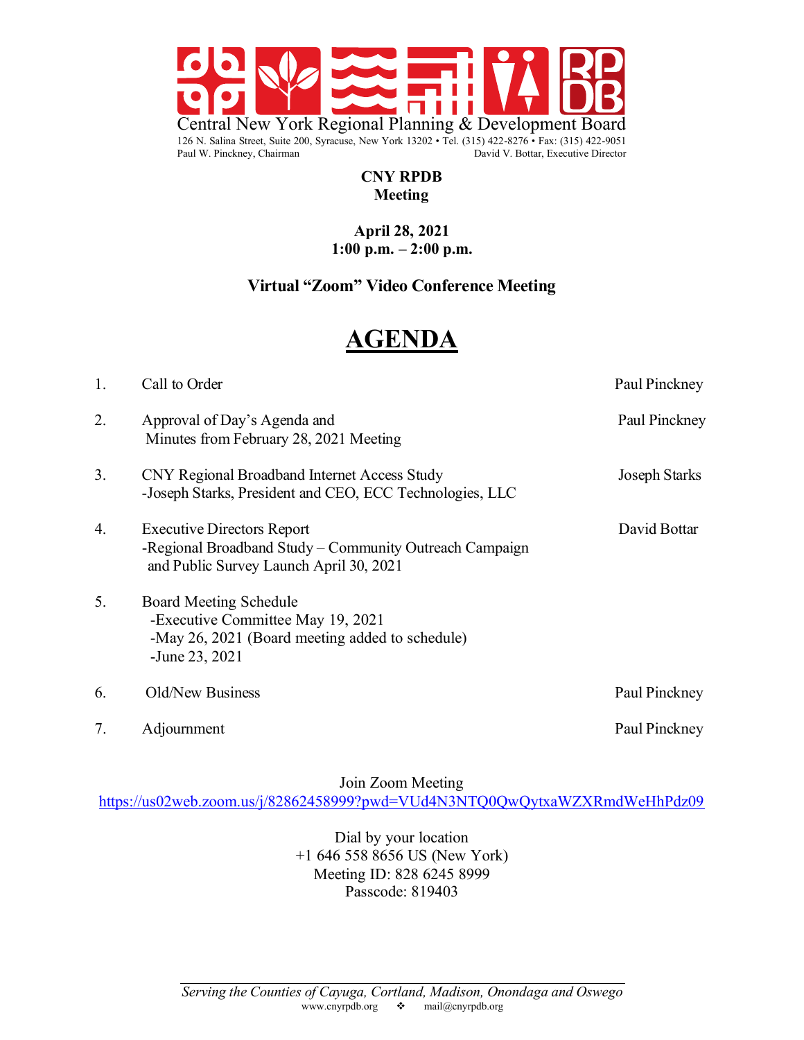Central New York Regional Planning & Development Board

126 N. Salina Street, Suite 200, Syracuse, New York 13202 • Tel. (315) 422-8276 • Fax: (315) 422-9051

Paul W. Pinckney, Chairman — David V. Bottar, Executive Director

**CNY RPDB**
**Meeting**

**April 28, 2021**
**1:00 p.m. – 2:00 p.m.**

**Virtual "Zoom" Video Conference Meeting**

# AGENDA

| | | |
|---|---|---|
| 1. | Call to Order | Paul Pinckney |
| 2. | Approval of Day's Agenda and Minutes from February 28, 2021 Meeting | Paul Pinckney |
| 3. | CNY Regional Broadband Internet Access Study<br>-Joseph Starks, President and CEO, ECC Technologies, LLC | Joseph Starks |
| 4. | Executive Directors Report<br>-Regional Broadband Study – Community Outreach Campaign and Public Survey Launch April 30, 2021 | David Bottar |
| 5. | Board Meeting Schedule<br>-Executive Committee May 19, 2021<br>-May 26, 2021 (Board meeting added to schedule)<br>-June 23, 2021 | |
| 6. | Old/New Business | Paul Pinckney |
| 7. | Adjournment | Paul Pinckney |

Join Zoom Meeting
https://us02web.zoom.us/j/82862458999?pwd=VUd4N3NTQ0QwQytxaWZXRmdWeHhPdz09

Dial by your location
+1 646 558 8656 US (New York)
Meeting ID: 828 6245 8999
Passcode: 819403

*Serving the Counties of Cayuga, Cortland, Madison, Onondaga and Oswego*
www.cnyrpdb.org ❖ mail@cnyrpdb.org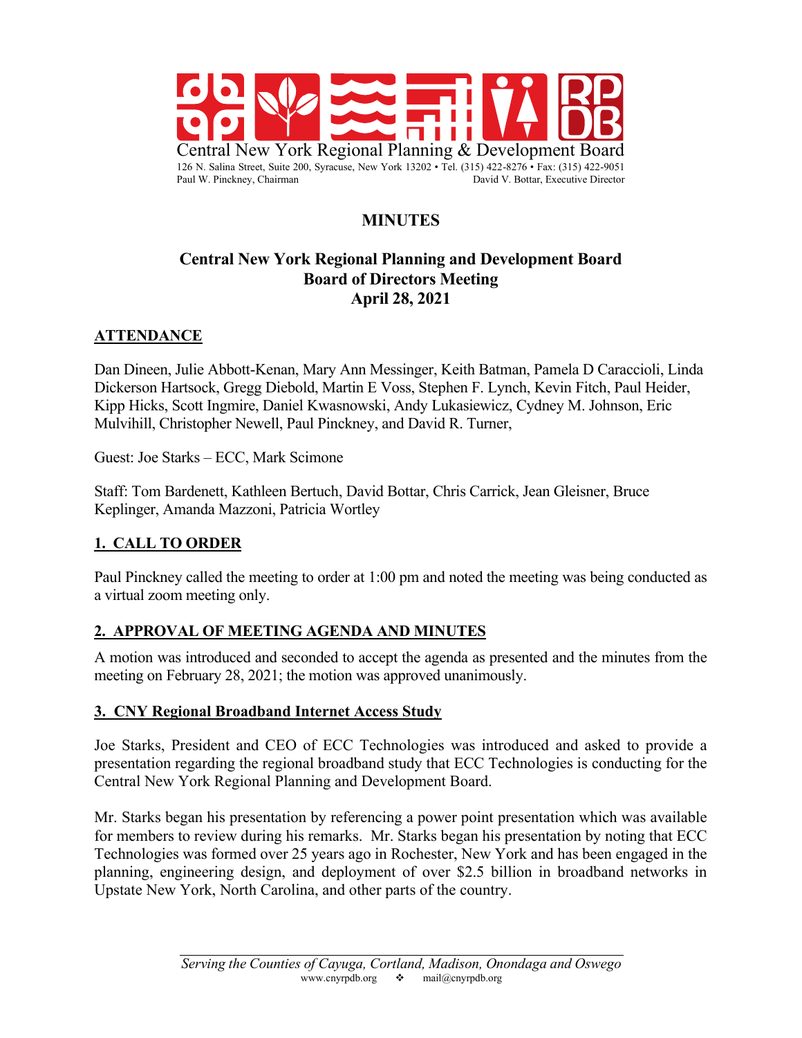Central New York Regional Planning & Development Board

126 N. Salina Street, Suite 200, Syracuse, New York 13202 • Tel. (315) 422-8276 • Fax: (315) 422-9051

Paul W. Pinckney, Chairman David V. Bottar, Executive Director

# MINUTES

## Central New York Regional Planning and Development Board Board of Directors Meeting April 28, 2021

### ATTENDANCE

Dan Dineen, Julie Abbott-Kenan, Mary Ann Messinger, Keith Batman, Pamela D Caraccioli, Linda Dickerson Hartsock, Gregg Diebold, Martin E Voss, Stephen F. Lynch, Kevin Fitch, Paul Heider, Kipp Hicks, Scott Ingmire, Daniel Kwasnowski, Andy Lukasiewicz, Cydney M. Johnson, Eric Mulvihill, Christopher Newell, Paul Pinckney, and David R. Turner,

Guest: Joe Starks – ECC, Mark Scimone

Staff: Tom Bardenett, Kathleen Bertuch, David Bottar, Chris Carrick, Jean Gleisner, Bruce Keplinger, Amanda Mazzoni, Patricia Wortley

### 1. CALL TO ORDER

Paul Pinckney called the meeting to order at 1:00 pm and noted the meeting was being conducted as a virtual zoom meeting only.

### 2. APPROVAL OF MEETING AGENDA AND MINUTES

A motion was introduced and seconded to accept the agenda as presented and the minutes from the meeting on February 28, 2021; the motion was approved unanimously.

### 3. CNY Regional Broadband Internet Access Study

Joe Starks, President and CEO of ECC Technologies was introduced and asked to provide a presentation regarding the regional broadband study that ECC Technologies is conducting for the Central New York Regional Planning and Development Board.

Mr. Starks began his presentation by referencing a power point presentation which was available for members to review during his remarks. Mr. Starks began his presentation by noting that ECC Technologies was formed over 25 years ago in Rochester, New York and has been engaged in the planning, engineering design, and deployment of over $2.5 billion in broadband networks in Upstate New York, North Carolina, and other parts of the country.

*Serving the Counties of Cayuga, Cortland, Madison, Onondaga and Oswego*

www.cnyrpdb.org ❖ mail@cnyrpdb.org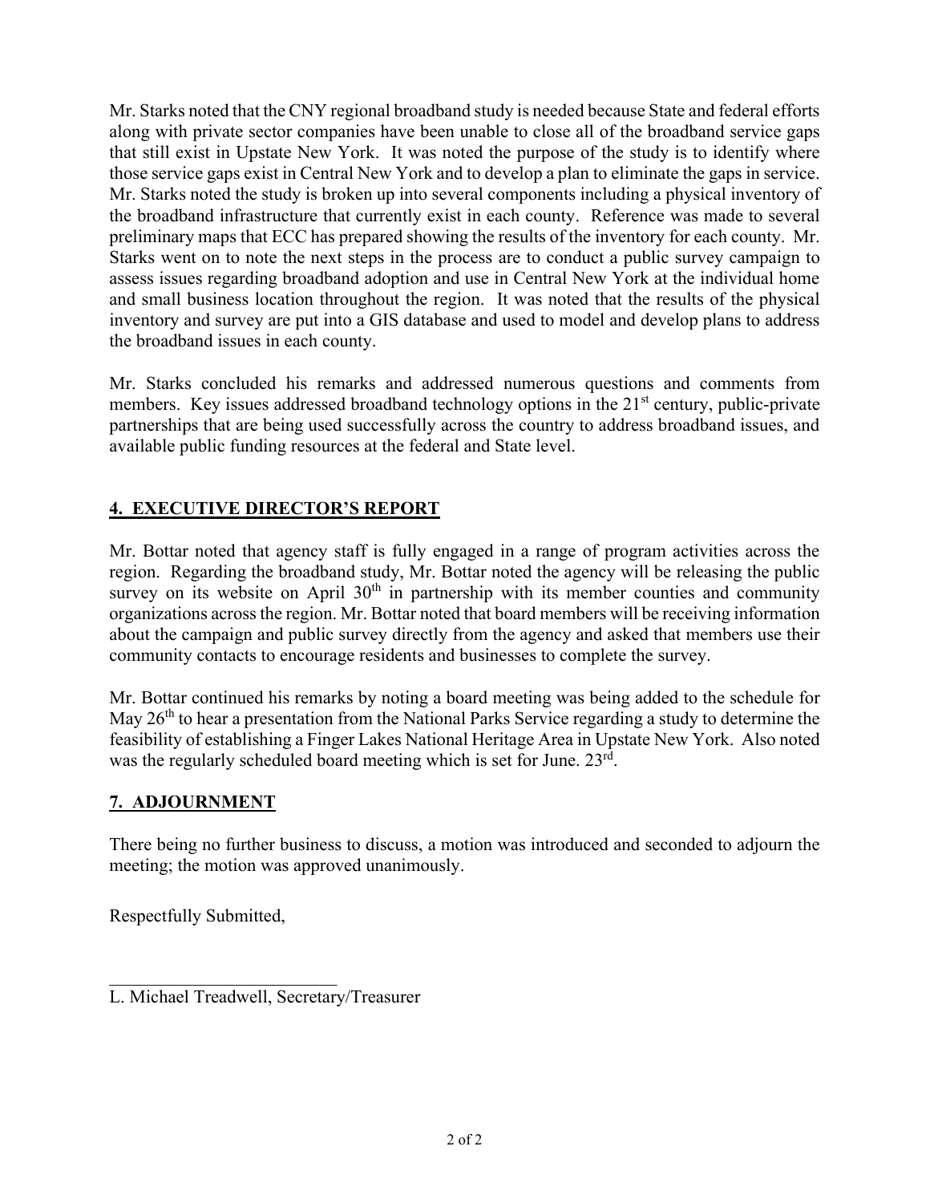Mr. Starks noted that the CNY regional broadband study is needed because State and federal efforts along with private sector companies have been unable to close all of the broadband service gaps that still exist in Upstate New York. It was noted the purpose of the study is to identify where those service gaps exist in Central New York and to develop a plan to eliminate the gaps in service. Mr. Starks noted the study is broken up into several components including a physical inventory of the broadband infrastructure that currently exist in each county. Reference was made to several preliminary maps that ECC has prepared showing the results of the inventory for each county. Mr. Starks went on to note the next steps in the process are to conduct a public survey campaign to assess issues regarding broadband adoption and use in Central New York at the individual home and small business location throughout the region. It was noted that the results of the physical inventory and survey are put into a GIS database and used to model and develop plans to address the broadband issues in each county.

Mr. Starks concluded his remarks and addressed numerous questions and comments from members. Key issues addressed broadband technology options in the 21st century, public-private partnerships that are being used successfully across the country to address broadband issues, and available public funding resources at the federal and State level.

## 4. EXECUTIVE DIRECTOR'S REPORT

Mr. Bottar noted that agency staff is fully engaged in a range of program activities across the region. Regarding the broadband study, Mr. Bottar noted the agency will be releasing the public survey on its website on April 30th in partnership with its member counties and community organizations across the region. Mr. Bottar noted that board members will be receiving information about the campaign and public survey directly from the agency and asked that members use their community contacts to encourage residents and businesses to complete the survey.

Mr. Bottar continued his remarks by noting a board meeting was being added to the schedule for May 26th to hear a presentation from the National Parks Service regarding a study to determine the feasibility of establishing a Finger Lakes National Heritage Area in Upstate New York. Also noted was the regularly scheduled board meeting which is set for June. 23rd.

## 7. ADJOURNMENT

There being no further business to discuss, a motion was introduced and seconded to adjourn the meeting; the motion was approved unanimously.

Respectfully Submitted,

\_\_\_\_\_\_\_\_\_\_\_\_\_\_\_\_\_\_\_\_\_\_\_\_\_\_\_

L. Michael Treadwell, Secretary/Treasurer